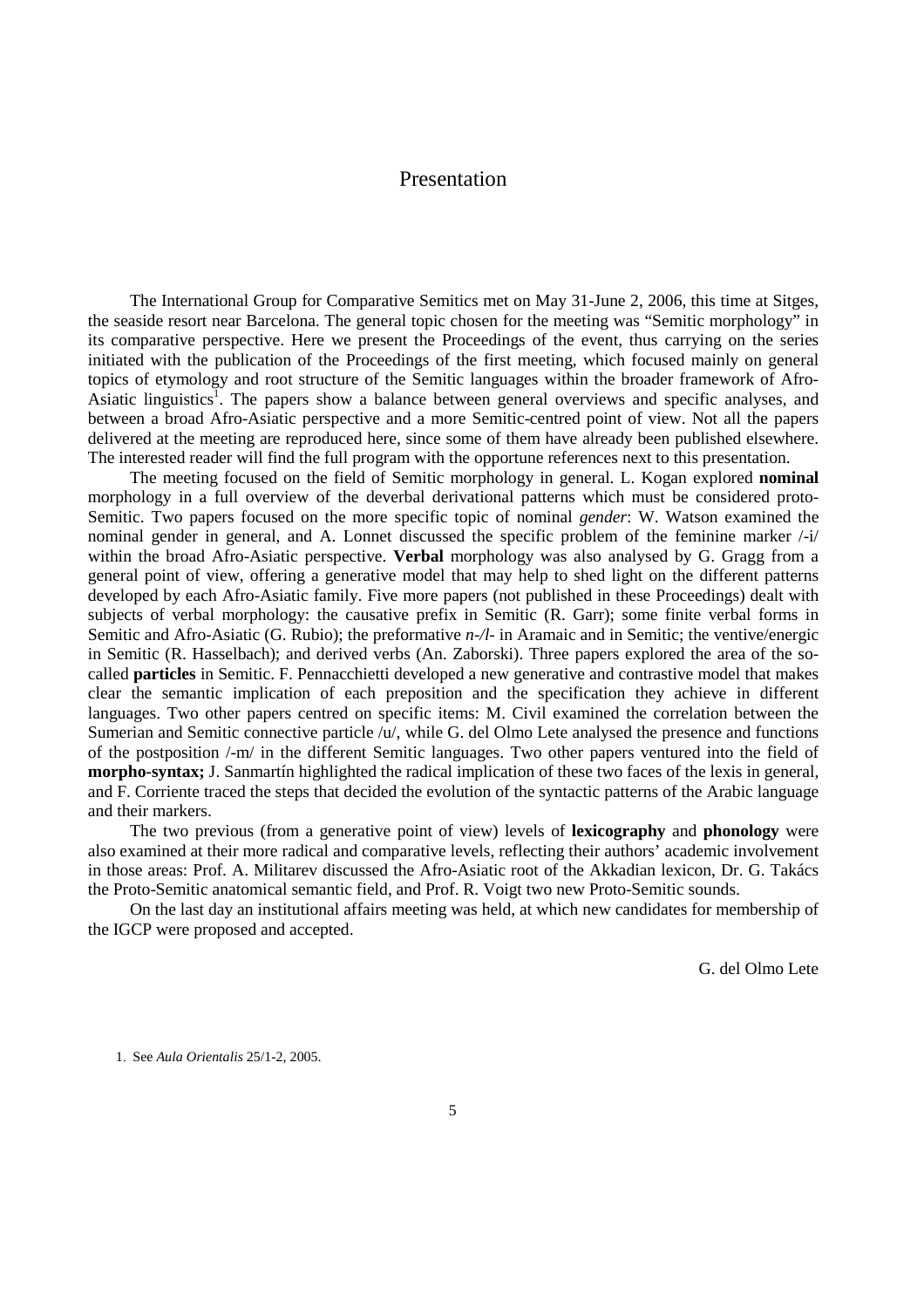# Presentation

The International Group for Comparative Semitics met on May 31-June 2, 2006, this time at Sitges, the seaside resort near Barcelona. The general topic chosen for the meeting was "Semitic morphology" in its comparative perspective. Here we present the Proceedings of the event, thus carrying on the series initiated with the publication of the Proceedings of the first meeting, which focused mainly on general topics of etymology and root structure of the Semitic languages within the broader framework of Afro-Asiatic linguistics[1]. The papers show a balance between general overviews and specific analyses, and between a broad Afro-Asiatic perspective and a more Semitic-centred point of view. Not all the papers delivered at the meeting are reproduced here, since some of them have already been published elsewhere. The interested reader will find the full program with the opportune references next to this presentation.

The meeting focused on the field of Semitic morphology in general. L. Kogan explored **nominal** morphology in a full overview of the deverbal derivational patterns which must be considered proto-Semitic. Two papers focused on the more specific topic of nominal *gender*: W. Watson examined the nominal gender in general, and A. Lonnet discussed the specific problem of the feminine marker /-i/ within the broad Afro-Asiatic perspective. **Verbal** morphology was also analysed by G. Gragg from a general point of view, offering a generative model that may help to shed light on the different patterns developed by each Afro-Asiatic family. Five more papers (not published in these Proceedings) dealt with subjects of verbal morphology: the causative prefix in Semitic (R. Garr); some finite verbal forms in Semitic and Afro-Asiatic (G. Rubio); the preformative *n-/l-* in Aramaic and in Semitic; the ventive/energic in Semitic (R. Hasselbach); and derived verbs (An. Zaborski). Three papers explored the area of the so-called **particles** in Semitic. F. Pennacchietti developed a new generative and contrastive model that makes clear the semantic implication of each preposition and the specification they achieve in different languages. Two other papers centred on specific items: M. Civil examined the correlation between the Sumerian and Semitic connective particle /u/, while G. del Olmo Lete analysed the presence and functions of the postposition /-m/ in the different Semitic languages. Two other papers ventured into the field of **morpho-syntax;** J. Sanmartín highlighted the radical implication of these two faces of the lexis in general, and F. Corriente traced the steps that decided the evolution of the syntactic patterns of the Arabic language and their markers.

The two previous (from a generative point of view) levels of **lexicography** and **phonology** were also examined at their more radical and comparative levels, reflecting their authors' academic involvement in those areas: Prof. A. Militarev discussed the Afro-Asiatic root of the Akkadian lexicon, Dr. G. Takács the Proto-Semitic anatomical semantic field, and Prof. R. Voigt two new Proto-Semitic sounds.

On the last day an institutional affairs meeting was held, at which new candidates for membership of the IGCP were proposed and accepted.

G. del Olmo Lete

1. See *Aula Orientalis* 25/1-2, 2005.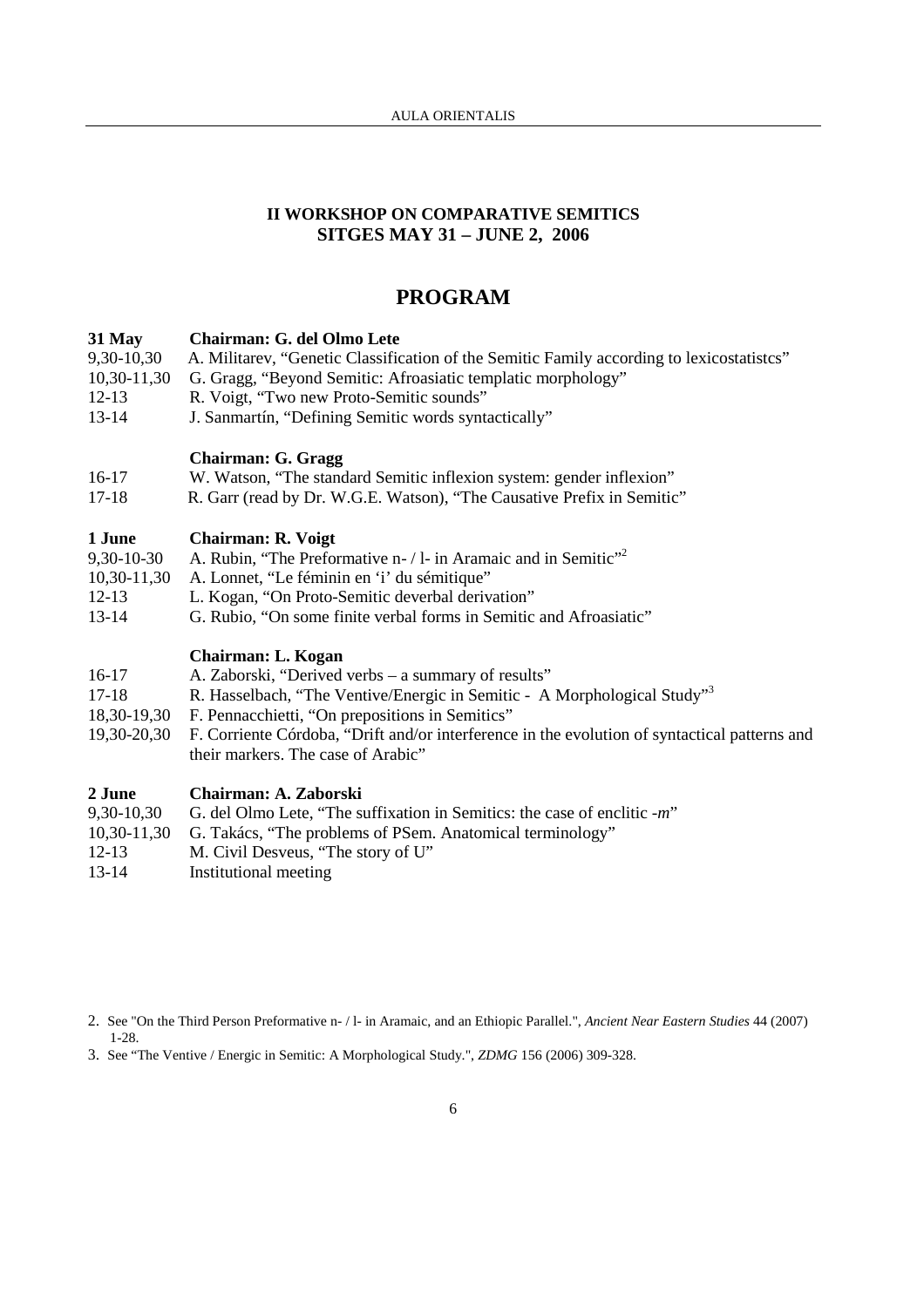## II WORKSHOP ON COMPARATIVE SEMITICS
## SITGES MAY 31 – JUNE 2, 2006

# PROGRAM

**31 May** **Chairman: G. del Olmo Lete**

9,30-10,30 A. Militarev, "Genetic Classification of the Semitic Family according to lexicostatistcs"
10,30-11,30 G. Gragg, "Beyond Semitic: Afroasiatic templatic morphology"
12-13 R. Voigt, "Two new Proto-Semitic sounds"
13-14 J. Sanmartín, "Defining Semitic words syntactically"

**Chairman: G. Gragg**

16-17 W. Watson, "The standard Semitic inflexion system: gender inflexion"
17-18 R. Garr (read by Dr. W.G.E. Watson), "The Causative Prefix in Semitic"

**1 June** **Chairman: R. Voigt**

9,30-10-30 A. Rubin, "The Preformative n- / l- in Aramaic and in Semitic"[2]
10,30-11,30 A. Lonnet, "Le féminin en 'i' du sémitique"
12-13 L. Kogan, "On Proto-Semitic deverbal derivation"
13-14 G. Rubio, "On some finite verbal forms in Semitic and Afroasiatic"

**Chairman: L. Kogan**

16-17 A. Zaborski, "Derived verbs – a summary of results"
17-18 R. Hasselbach, "The Ventive/Energic in Semitic - A Morphological Study"[3]
18,30-19,30 F. Pennacchietti, "On prepositions in Semitics"
19,30-20,30 F. Corriente Córdoba, "Drift and/or interference in the evolution of syntactical patterns and their markers. The case of Arabic"

**2 June** **Chairman: A. Zaborski**

9,30-10,30 G. del Olmo Lete, "The suffixation in Semitics: the case of enclitic -*m*"
10,30-11,30 G. Takács, "The problems of PSem. Anatomical terminology"
12-13 M. Civil Desveus, "The story of U"
13-14 Institutional meeting

---

2. See "On the Third Person Preformative n- / l- in Aramaic, and an Ethiopic Parallel.", *Ancient Near Eastern Studies* 44 (2007) 1-28.

3. See "The Ventive / Energic in Semitic: A Morphological Study.", *ZDMG* 156 (2006) 309-328.